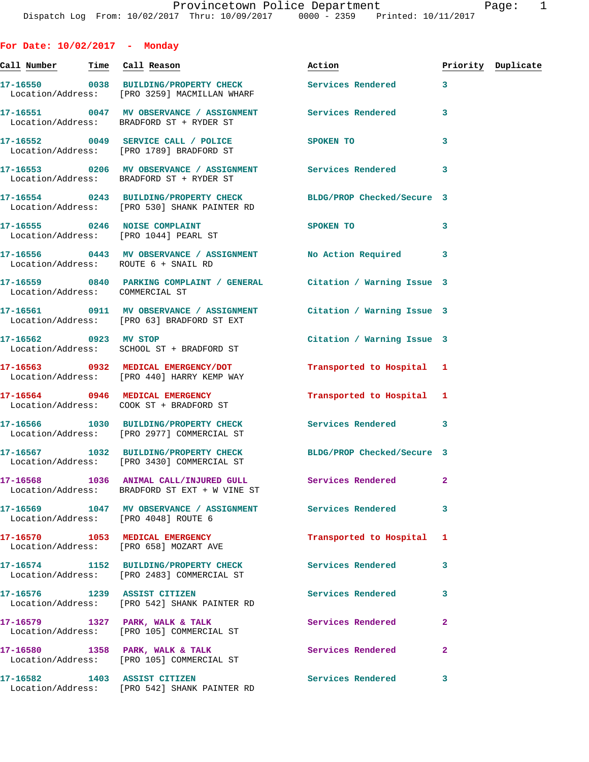Dispatch Log From: 10/02/2017 Thru: 10/09/2017 0000 - 2359 Printed: 10/11/2017

**For Date: 10/02/2017 - Monday**

| Call Number | Time | Call Reason | Action | Priority | Duplicate |
|---|---|---|---|---|---|
| 17-16550 | 0038 | BUILDING/PROPERTY CHECK | Services Rendered | 3 | |
| Location/Address: | | [PRO 3259] MACMILLAN WHARF | | | |
| 17-16551 | 0047 | MV OBSERVANCE / ASSIGNMENT | Services Rendered | 3 | |
| Location/Address: | | BRADFORD ST + RYDER ST | | | |
| 17-16552 | 0049 | SERVICE CALL / POLICE | SPOKEN TO | 3 | |
| Location/Address: | | [PRO 1789] BRADFORD ST | | | |
| 17-16553 | 0206 | MV OBSERVANCE / ASSIGNMENT | Services Rendered | 3 | |
| Location/Address: | | BRADFORD ST + RYDER ST | | | |
| 17-16554 | 0243 | BUILDING/PROPERTY CHECK | BLDG/PROP Checked/Secure | 3 | |
| Location/Address: | | [PRO 530] SHANK PAINTER RD | | | |
| 17-16555 | 0246 | NOISE COMPLAINT | SPOKEN TO | 3 | |
| Location/Address: | | [PRO 1044] PEARL ST | | | |
| 17-16556 | 0443 | MV OBSERVANCE / ASSIGNMENT | No Action Required | 3 | |
| Location/Address: | | ROUTE 6 + SNAIL RD | | | |
| 17-16559 | 0840 | PARKING COMPLAINT / GENERAL | Citation / Warning Issue | 3 | |
| Location/Address: | | COMMERCIAL ST | | | |
| 17-16561 | 0911 | MV OBSERVANCE / ASSIGNMENT | Citation / Warning Issue | 3 | |
| Location/Address: | | [PRO 63] BRADFORD ST EXT | | | |
| 17-16562 | 0923 | MV STOP | Citation / Warning Issue | 3 | |
| Location/Address: | | SCHOOL ST + BRADFORD ST | | | |
| 17-16563 | 0932 | MEDICAL EMERGENCY/DOT | Transported to Hospital | 1 | |
| Location/Address: | | [PRO 440] HARRY KEMP WAY | | | |
| 17-16564 | 0946 | MEDICAL EMERGENCY | Transported to Hospital | 1 | |
| Location/Address: | | COOK ST + BRADFORD ST | | | |
| 17-16566 | 1030 | BUILDING/PROPERTY CHECK | Services Rendered | 3 | |
| Location/Address: | | [PRO 2977] COMMERCIAL ST | | | |
| 17-16567 | 1032 | BUILDING/PROPERTY CHECK | BLDG/PROP Checked/Secure | 3 | |
| Location/Address: | | [PRO 3430] COMMERCIAL ST | | | |
| 17-16568 | 1036 | ANIMAL CALL/INJURED GULL | Services Rendered | 2 | |
| Location/Address: | | BRADFORD ST EXT + W VINE ST | | | |
| 17-16569 | 1047 | MV OBSERVANCE / ASSIGNMENT | Services Rendered | 3 | |
| Location/Address: | | [PRO 4048] ROUTE 6 | | | |
| 17-16570 | 1053 | MEDICAL EMERGENCY | Transported to Hospital | 1 | |
| Location/Address: | | [PRO 658] MOZART AVE | | | |
| 17-16574 | 1152 | BUILDING/PROPERTY CHECK | Services Rendered | 3 | |
| Location/Address: | | [PRO 2483] COMMERCIAL ST | | | |
| 17-16576 | 1239 | ASSIST CITIZEN | Services Rendered | 3 | |
| Location/Address: | | [PRO 542] SHANK PAINTER RD | | | |
| 17-16579 | 1327 | PARK, WALK & TALK | Services Rendered | 2 | |
| Location/Address: | | [PRO 105] COMMERCIAL ST | | | |
| 17-16580 | 1358 | PARK, WALK & TALK | Services Rendered | 2 | |
| Location/Address: | | [PRO 105] COMMERCIAL ST | | | |
| 17-16582 | 1403 | ASSIST CITIZEN | Services Rendered | 3 | |
| Location/Address: | | [PRO 542] SHANK PAINTER RD | | | |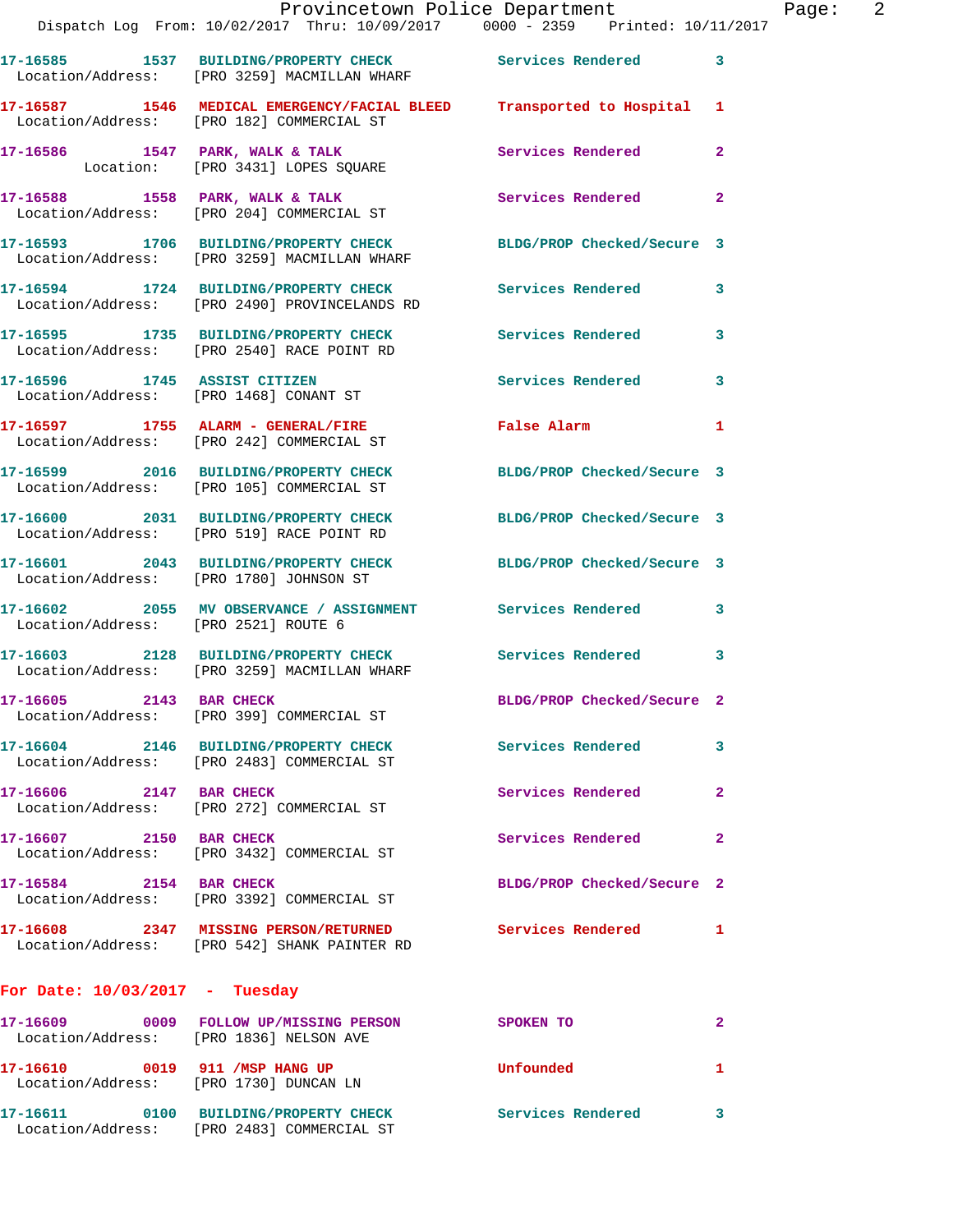17-16585 1537 BUILDING/PROPERTY CHECK Services Rendered 3
Location/Address: [PRO 3259] MACMILLAN WHARF

17-16587 1546 MEDICAL EMERGENCY/FACIAL BLEED Transported to Hospital 1
Location/Address: [PRO 182] COMMERCIAL ST

17-16586 1547 PARK, WALK & TALK Services Rendered 2
Location: [PRO 3431] LOPES SQUARE

17-16588 1558 PARK, WALK & TALK Services Rendered 2
Location/Address: [PRO 204] COMMERCIAL ST

17-16593 1706 BUILDING/PROPERTY CHECK BLDG/PROP Checked/Secure 3
Location/Address: [PRO 3259] MACMILLAN WHARF

17-16594 1724 BUILDING/PROPERTY CHECK Services Rendered 3
Location/Address: [PRO 2490] PROVINCELANDS RD

17-16595 1735 BUILDING/PROPERTY CHECK Services Rendered 3
Location/Address: [PRO 2540] RACE POINT RD

17-16596 1745 ASSIST CITIZEN Services Rendered 3
Location/Address: [PRO 1468] CONANT ST

17-16597 1755 ALARM - GENERAL/FIRE False Alarm 1
Location/Address: [PRO 242] COMMERCIAL ST

17-16599 2016 BUILDING/PROPERTY CHECK BLDG/PROP Checked/Secure 3
Location/Address: [PRO 105] COMMERCIAL ST

17-16600 2031 BUILDING/PROPERTY CHECK BLDG/PROP Checked/Secure 3
Location/Address: [PRO 519] RACE POINT RD

17-16601 2043 BUILDING/PROPERTY CHECK BLDG/PROP Checked/Secure 3
Location/Address: [PRO 1780] JOHNSON ST

17-16602 2055 MV OBSERVANCE / ASSIGNMENT Services Rendered 3
Location/Address: [PRO 2521] ROUTE 6

17-16603 2128 BUILDING/PROPERTY CHECK Services Rendered 3
Location/Address: [PRO 3259] MACMILLAN WHARF

17-16605 2143 BAR CHECK BLDG/PROP Checked/Secure 2
Location/Address: [PRO 399] COMMERCIAL ST

17-16604 2146 BUILDING/PROPERTY CHECK Services Rendered 3
Location/Address: [PRO 2483] COMMERCIAL ST

17-16606 2147 BAR CHECK Services Rendered 2
Location/Address: [PRO 272] COMMERCIAL ST

17-16607 2150 BAR CHECK Services Rendered 2
Location/Address: [PRO 3432] COMMERCIAL ST

17-16584 2154 BAR CHECK BLDG/PROP Checked/Secure 2
Location/Address: [PRO 3392] COMMERCIAL ST

17-16608 2347 MISSING PERSON/RETURNED Services Rendered 1
Location/Address: [PRO 542] SHANK PAINTER RD

## For Date: 10/03/2017 - Tuesday

17-16609 0009 FOLLOW UP/MISSING PERSON SPOKEN TO 2
Location/Address: [PRO 1836] NELSON AVE

17-16610 0019 911 /MSP HANG UP Unfounded 1
Location/Address: [PRO 1730] DUNCAN LN

17-16611 0100 BUILDING/PROPERTY CHECK Services Rendered 3
Location/Address: [PRO 2483] COMMERCIAL ST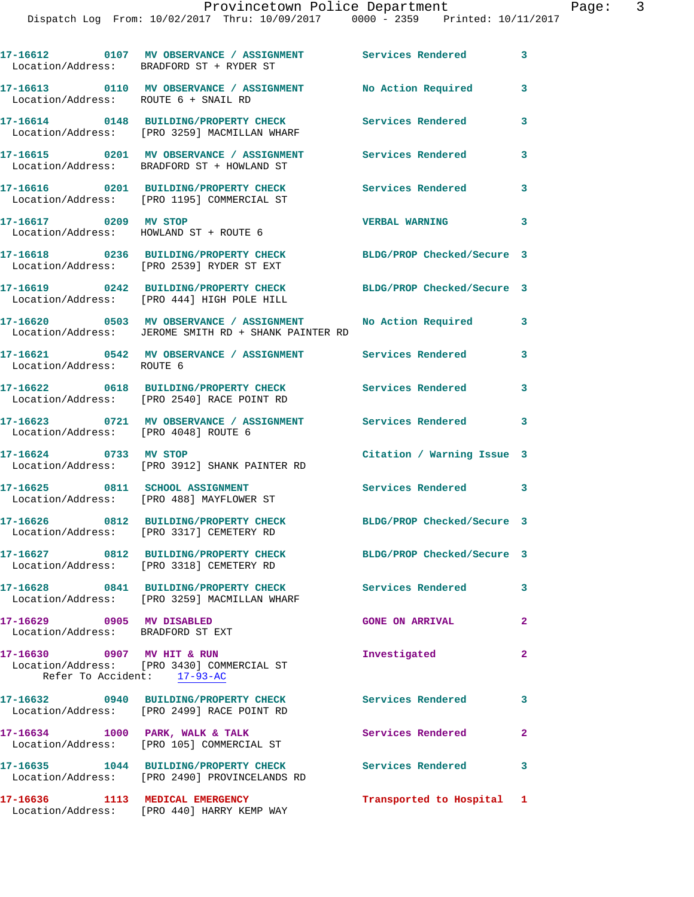17-16612 0107 MV OBSERVANCE / ASSIGNMENT Services Rendered 3
Location/Address: BRADFORD ST + RYDER ST

17-16613 0110 MV OBSERVANCE / ASSIGNMENT No Action Required 3
Location/Address: ROUTE 6 + SNAIL RD

17-16614 0148 BUILDING/PROPERTY CHECK Services Rendered 3
Location/Address: [PRO 3259] MACMILLAN WHARF

17-16615 0201 MV OBSERVANCE / ASSIGNMENT Services Rendered 3
Location/Address: BRADFORD ST + HOWLAND ST

17-16616 0201 BUILDING/PROPERTY CHECK Services Rendered 3
Location/Address: [PRO 1195] COMMERCIAL ST

17-16617 0209 MV STOP VERBAL WARNING 3
Location/Address: HOWLAND ST + ROUTE 6

17-16618 0236 BUILDING/PROPERTY CHECK BLDG/PROP Checked/Secure 3
Location/Address: [PRO 2539] RYDER ST EXT

17-16619 0242 BUILDING/PROPERTY CHECK BLDG/PROP Checked/Secure 3
Location/Address: [PRO 444] HIGH POLE HILL

17-16620 0503 MV OBSERVANCE / ASSIGNMENT No Action Required 3
Location/Address: JEROME SMITH RD + SHANK PAINTER RD

17-16621 0542 MV OBSERVANCE / ASSIGNMENT Services Rendered 3
Location/Address: ROUTE 6

17-16622 0618 BUILDING/PROPERTY CHECK Services Rendered 3
Location/Address: [PRO 2540] RACE POINT RD

17-16623 0721 MV OBSERVANCE / ASSIGNMENT Services Rendered 3
Location/Address: [PRO 4048] ROUTE 6

17-16624 0733 MV STOP Citation / Warning Issue 3
Location/Address: [PRO 3912] SHANK PAINTER RD

17-16625 0811 SCHOOL ASSIGNMENT Services Rendered 3
Location/Address: [PRO 488] MAYFLOWER ST

17-16626 0812 BUILDING/PROPERTY CHECK BLDG/PROP Checked/Secure 3
Location/Address: [PRO 3317] CEMETERY RD

17-16627 0812 BUILDING/PROPERTY CHECK BLDG/PROP Checked/Secure 3
Location/Address: [PRO 3318] CEMETERY RD

17-16628 0841 BUILDING/PROPERTY CHECK Services Rendered 3
Location/Address: [PRO 3259] MACMILLAN WHARF

17-16629 0905 MV DISABLED GONE ON ARRIVAL 2
Location/Address: BRADFORD ST EXT

17-16630 0907 MV HIT & RUN Investigated 2
Location/Address: [PRO 3430] COMMERCIAL ST
Refer To Accident: 17-93-AC

17-16632 0940 BUILDING/PROPERTY CHECK Services Rendered 3
Location/Address: [PRO 2499] RACE POINT RD

17-16634 1000 PARK, WALK & TALK Services Rendered 2
Location/Address: [PRO 105] COMMERCIAL ST

17-16635 1044 BUILDING/PROPERTY CHECK Services Rendered 3
Location/Address: [PRO 2490] PROVINCELANDS RD

17-16636 1113 MEDICAL EMERGENCY Transported to Hospital 1
Location/Address: [PRO 440] HARRY KEMP WAY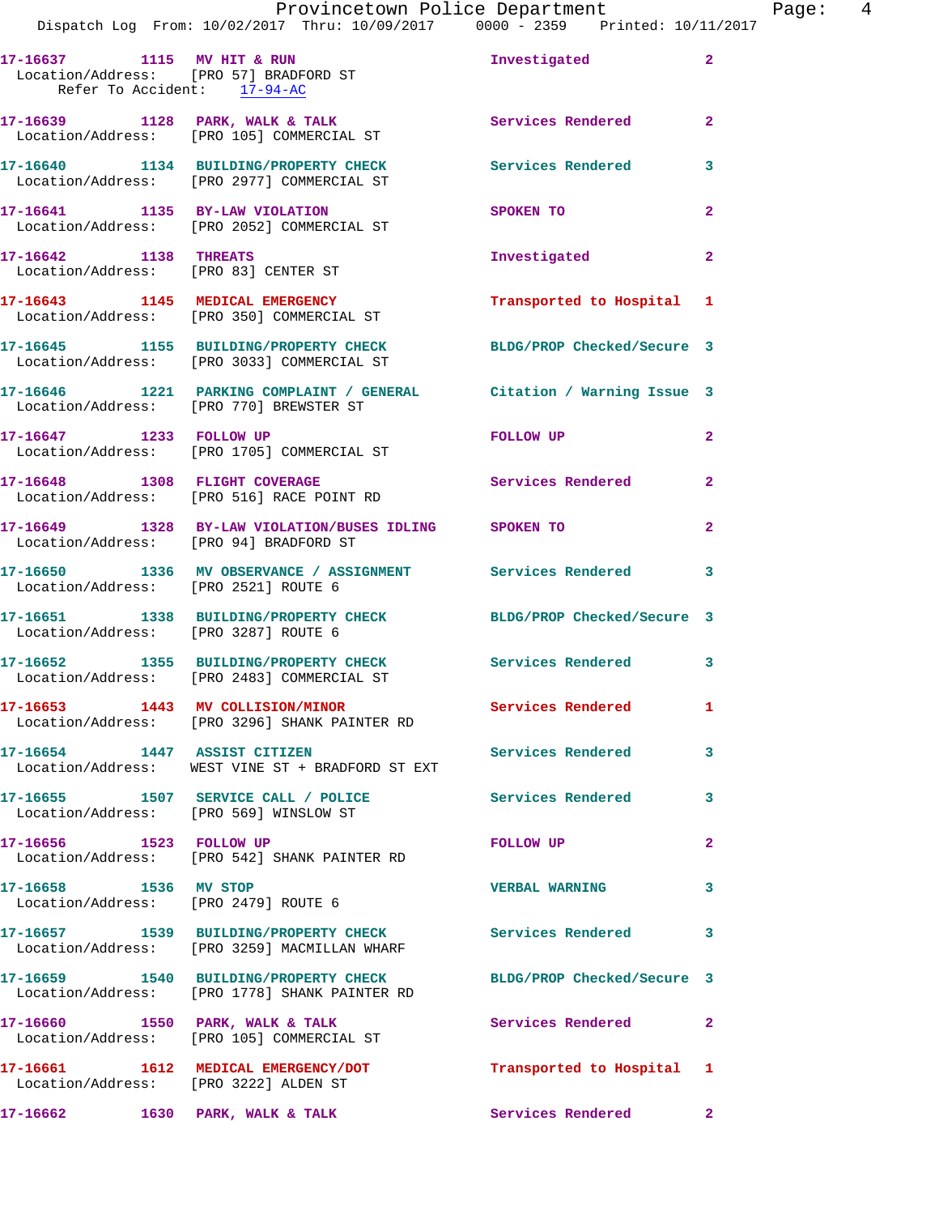17-16637 1115 MV HIT & RUN Investigated 2
Location/Address: [PRO 57] BRADFORD ST
Refer To Accident: 17-94-AC

17-16639 1128 PARK, WALK & TALK Services Rendered 2
Location/Address: [PRO 105] COMMERCIAL ST

17-16640 1134 BUILDING/PROPERTY CHECK Services Rendered 3
Location/Address: [PRO 2977] COMMERCIAL ST

17-16641 1135 BY-LAW VIOLATION SPOKEN TO 2
Location/Address: [PRO 2052] COMMERCIAL ST

17-16642 1138 THREATS Investigated 2
Location/Address: [PRO 83] CENTER ST

17-16643 1145 MEDICAL EMERGENCY Transported to Hospital 1
Location/Address: [PRO 350] COMMERCIAL ST

17-16645 1155 BUILDING/PROPERTY CHECK BLDG/PROP Checked/Secure 3
Location/Address: [PRO 3033] COMMERCIAL ST

17-16646 1221 PARKING COMPLAINT / GENERAL Citation / Warning Issue 3
Location/Address: [PRO 770] BREWSTER ST

17-16647 1233 FOLLOW UP FOLLOW UP 2
Location/Address: [PRO 1705] COMMERCIAL ST

17-16648 1308 FLIGHT COVERAGE Services Rendered 2
Location/Address: [PRO 516] RACE POINT RD

17-16649 1328 BY-LAW VIOLATION/BUSES IDLING SPOKEN TO 2
Location/Address: [PRO 94] BRADFORD ST

17-16650 1336 MV OBSERVANCE / ASSIGNMENT Services Rendered 3
Location/Address: [PRO 2521] ROUTE 6

17-16651 1338 BUILDING/PROPERTY CHECK BLDG/PROP Checked/Secure 3
Location/Address: [PRO 3287] ROUTE 6

17-16652 1355 BUILDING/PROPERTY CHECK Services Rendered 3
Location/Address: [PRO 2483] COMMERCIAL ST

17-16653 1443 MV COLLISION/MINOR Services Rendered 1
Location/Address: [PRO 3296] SHANK PAINTER RD

17-16654 1447 ASSIST CITIZEN Services Rendered 3
Location/Address: WEST VINE ST + BRADFORD ST EXT

17-16655 1507 SERVICE CALL / POLICE Services Rendered 3
Location/Address: [PRO 569] WINSLOW ST

17-16656 1523 FOLLOW UP FOLLOW UP 2
Location/Address: [PRO 542] SHANK PAINTER RD

17-16658 1536 MV STOP VERBAL WARNING 3
Location/Address: [PRO 2479] ROUTE 6

17-16657 1539 BUILDING/PROPERTY CHECK Services Rendered 3
Location/Address: [PRO 3259] MACMILLAN WHARF

17-16659 1540 BUILDING/PROPERTY CHECK BLDG/PROP Checked/Secure 3
Location/Address: [PRO 1778] SHANK PAINTER RD

17-16660 1550 PARK, WALK & TALK Services Rendered 2
Location/Address: [PRO 105] COMMERCIAL ST

17-16661 1612 MEDICAL EMERGENCY/DOT Transported to Hospital 1
Location/Address: [PRO 3222] ALDEN ST

17-16662 1630 PARK, WALK & TALK Services Rendered 2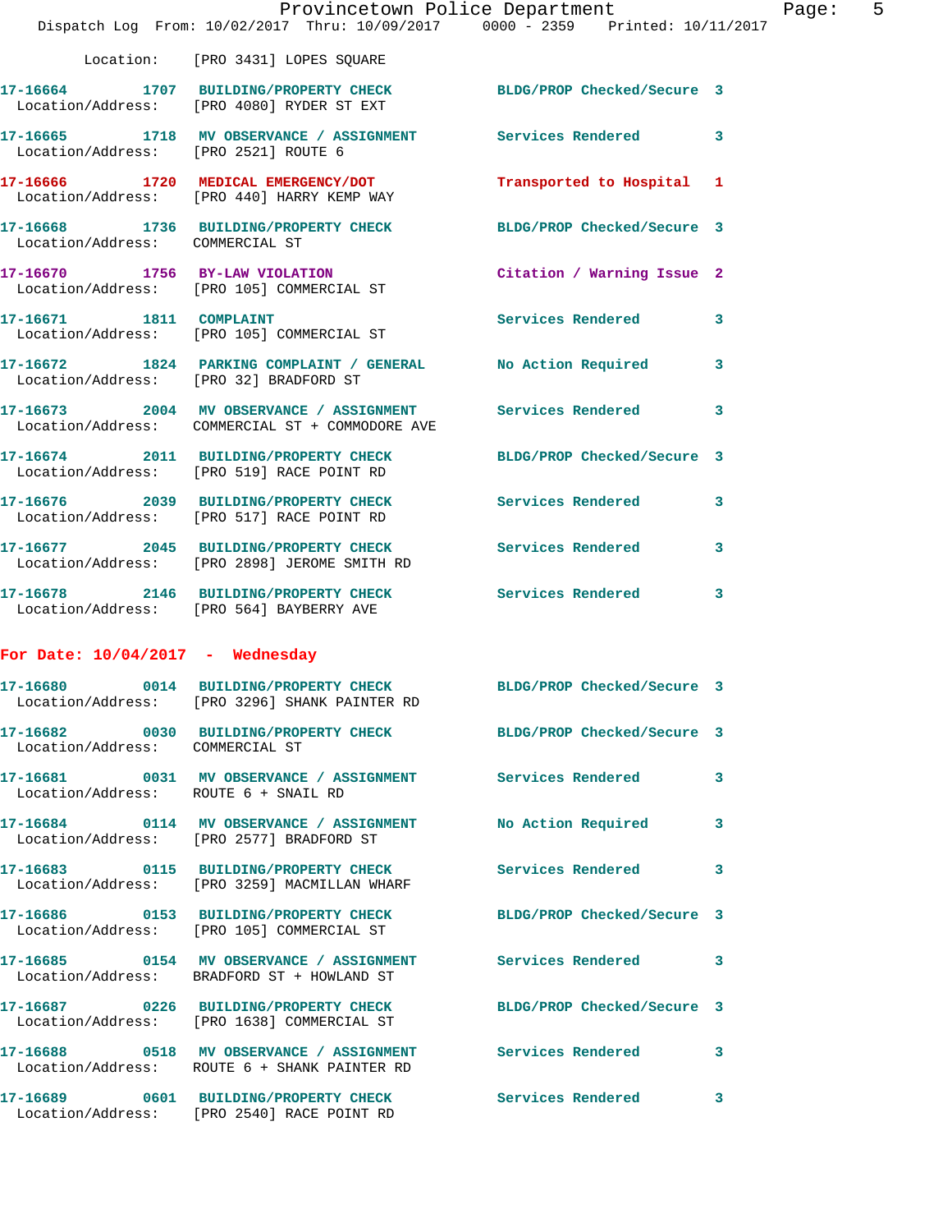Location: [PRO 3431] LOPES SQUARE

**17-16664** 1707 **BUILDING/PROPERTY CHECK** BLDG/PROP Checked/Secure 3
Location/Address: [PRO 4080] RYDER ST EXT

**17-16665** 1718 **MV OBSERVANCE / ASSIGNMENT** Services Rendered 3
Location/Address: [PRO 2521] ROUTE 6

**17-16666** 1720 **MEDICAL EMERGENCY/DOT** Transported to Hospital 1
Location/Address: [PRO 440] HARRY KEMP WAY

**17-16668** 1736 **BUILDING/PROPERTY CHECK** BLDG/PROP Checked/Secure 3
Location/Address: COMMERCIAL ST

**17-16670** 1756 **BY-LAW VIOLATION** Citation / Warning Issue 2
Location/Address: [PRO 105] COMMERCIAL ST

**17-16671** 1811 **COMPLAINT** Services Rendered 3
Location/Address: [PRO 105] COMMERCIAL ST

**17-16672** 1824 **PARKING COMPLAINT / GENERAL** No Action Required 3
Location/Address: [PRO 32] BRADFORD ST

**17-16673** 2004 **MV OBSERVANCE / ASSIGNMENT** Services Rendered 3
Location/Address: COMMERCIAL ST + COMMODORE AVE

**17-16674** 2011 **BUILDING/PROPERTY CHECK** BLDG/PROP Checked/Secure 3
Location/Address: [PRO 519] RACE POINT RD

**17-16676** 2039 **BUILDING/PROPERTY CHECK** Services Rendered 3
Location/Address: [PRO 517] RACE POINT RD

**17-16677** 2045 **BUILDING/PROPERTY CHECK** Services Rendered 3
Location/Address: [PRO 2898] JEROME SMITH RD

**17-16678** 2146 **BUILDING/PROPERTY CHECK** Services Rendered 3
Location/Address: [PRO 564] BAYBERRY AVE

## For Date: 10/04/2017 - Wednesday

**17-16680** 0014 **BUILDING/PROPERTY CHECK** BLDG/PROP Checked/Secure 3
Location/Address: [PRO 3296] SHANK PAINTER RD

**17-16682** 0030 **BUILDING/PROPERTY CHECK** BLDG/PROP Checked/Secure 3
Location/Address: COMMERCIAL ST

**17-16681** 0031 **MV OBSERVANCE / ASSIGNMENT** Services Rendered 3
Location/Address: ROUTE 6 + SNAIL RD

**17-16684** 0114 **MV OBSERVANCE / ASSIGNMENT** No Action Required 3
Location/Address: [PRO 2577] BRADFORD ST

**17-16683** 0115 **BUILDING/PROPERTY CHECK** Services Rendered 3
Location/Address: [PRO 3259] MACMILLAN WHARF

**17-16686** 0153 **BUILDING/PROPERTY CHECK** BLDG/PROP Checked/Secure 3
Location/Address: [PRO 105] COMMERCIAL ST

**17-16685** 0154 **MV OBSERVANCE / ASSIGNMENT** Services Rendered 3
Location/Address: BRADFORD ST + HOWLAND ST

**17-16687** 0226 **BUILDING/PROPERTY CHECK** BLDG/PROP Checked/Secure 3
Location/Address: [PRO 1638] COMMERCIAL ST

**17-16688** 0518 **MV OBSERVANCE / ASSIGNMENT** Services Rendered 3
Location/Address: ROUTE 6 + SHANK PAINTER RD

**17-16689** 0601 **BUILDING/PROPERTY CHECK** Services Rendered 3
Location/Address: [PRO 2540] RACE POINT RD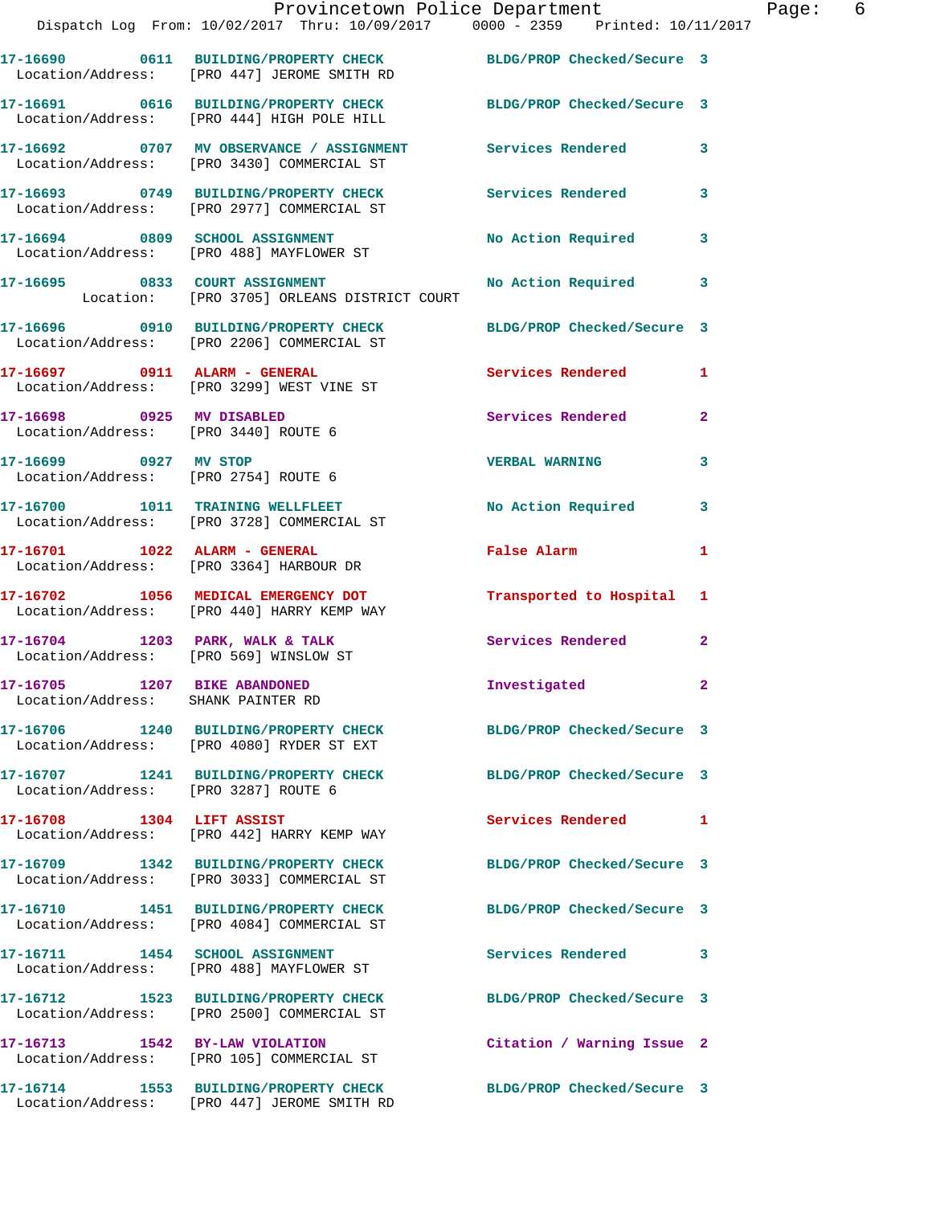17-16690 0611 BUILDING/PROPERTY CHECK BLDG/PROP Checked/Secure 3
Location/Address: [PRO 447] JEROME SMITH RD

17-16691 0616 BUILDING/PROPERTY CHECK BLDG/PROP Checked/Secure 3
Location/Address: [PRO 444] HIGH POLE HILL

17-16692 0707 MV OBSERVANCE / ASSIGNMENT Services Rendered 3
Location/Address: [PRO 3430] COMMERCIAL ST

17-16693 0749 BUILDING/PROPERTY CHECK Services Rendered 3
Location/Address: [PRO 2977] COMMERCIAL ST

17-16694 0809 SCHOOL ASSIGNMENT No Action Required 3
Location/Address: [PRO 488] MAYFLOWER ST

17-16695 0833 COURT ASSIGNMENT No Action Required 3
Location: [PRO 3705] ORLEANS DISTRICT COURT

17-16696 0910 BUILDING/PROPERTY CHECK BLDG/PROP Checked/Secure 3
Location/Address: [PRO 2206] COMMERCIAL ST

17-16697 0911 ALARM - GENERAL Services Rendered 1
Location/Address: [PRO 3299] WEST VINE ST

17-16698 0925 MV DISABLED Services Rendered 2
Location/Address: [PRO 3440] ROUTE 6

17-16699 0927 MV STOP VERBAL WARNING 3
Location/Address: [PRO 2754] ROUTE 6

17-16700 1011 TRAINING WELLFLEET No Action Required 3
Location/Address: [PRO 3728] COMMERCIAL ST

17-16701 1022 ALARM - GENERAL False Alarm 1
Location/Address: [PRO 3364] HARBOUR DR

17-16702 1056 MEDICAL EMERGENCY DOT Transported to Hospital 1
Location/Address: [PRO 440] HARRY KEMP WAY

17-16704 1203 PARK, WALK & TALK Services Rendered 2
Location/Address: [PRO 569] WINSLOW ST

17-16705 1207 BIKE ABANDONED Investigated 2
Location/Address: SHANK PAINTER RD

17-16706 1240 BUILDING/PROPERTY CHECK BLDG/PROP Checked/Secure 3
Location/Address: [PRO 4080] RYDER ST EXT

17-16707 1241 BUILDING/PROPERTY CHECK BLDG/PROP Checked/Secure 3
Location/Address: [PRO 3287] ROUTE 6

17-16708 1304 LIFT ASSIST Services Rendered 1
Location/Address: [PRO 442] HARRY KEMP WAY

17-16709 1342 BUILDING/PROPERTY CHECK BLDG/PROP Checked/Secure 3
Location/Address: [PRO 3033] COMMERCIAL ST

17-16710 1451 BUILDING/PROPERTY CHECK BLDG/PROP Checked/Secure 3
Location/Address: [PRO 4084] COMMERCIAL ST

17-16711 1454 SCHOOL ASSIGNMENT Services Rendered 3
Location/Address: [PRO 488] MAYFLOWER ST

17-16712 1523 BUILDING/PROPERTY CHECK BLDG/PROP Checked/Secure 3
Location/Address: [PRO 2500] COMMERCIAL ST

17-16713 1542 BY-LAW VIOLATION Citation / Warning Issue 2
Location/Address: [PRO 105] COMMERCIAL ST

17-16714 1553 BUILDING/PROPERTY CHECK BLDG/PROP Checked/Secure 3
Location/Address: [PRO 447] JEROME SMITH RD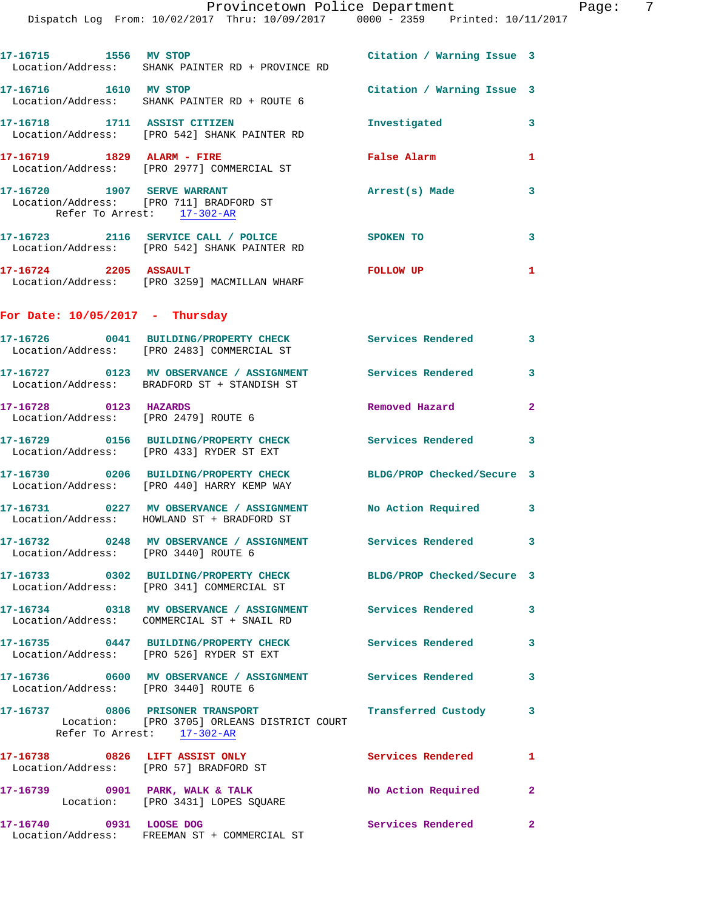17-16715 1556 MV STOP Citation / Warning Issue 3
Location/Address: SHANK PAINTER RD + PROVINCE RD

17-16716 1610 MV STOP Citation / Warning Issue 3
Location/Address: SHANK PAINTER RD + ROUTE 6

17-16718 1711 ASSIST CITIZEN Investigated 3
Location/Address: [PRO 542] SHANK PAINTER RD

17-16719 1829 ALARM - FIRE False Alarm 1
Location/Address: [PRO 2977] COMMERCIAL ST

17-16720 1907 SERVE WARRANT Arrest(s) Made 3
Location/Address: [PRO 711] BRADFORD ST
Refer To Arrest: 17-302-AR

17-16723 2116 SERVICE CALL / POLICE SPOKEN TO 3
Location/Address: [PRO 542] SHANK PAINTER RD

17-16724 2205 ASSAULT FOLLOW UP 1
Location/Address: [PRO 3259] MACMILLAN WHARF

## For Date: 10/05/2017 - Thursday

17-16726 0041 BUILDING/PROPERTY CHECK Services Rendered 3
Location/Address: [PRO 2483] COMMERCIAL ST

17-16727 0123 MV OBSERVANCE / ASSIGNMENT Services Rendered 3
Location/Address: BRADFORD ST + STANDISH ST

17-16728 0123 HAZARDS Removed Hazard 2
Location/Address: [PRO 2479] ROUTE 6

17-16729 0156 BUILDING/PROPERTY CHECK Services Rendered 3
Location/Address: [PRO 433] RYDER ST EXT

17-16730 0206 BUILDING/PROPERTY CHECK BLDG/PROP Checked/Secure 3
Location/Address: [PRO 440] HARRY KEMP WAY

17-16731 0227 MV OBSERVANCE / ASSIGNMENT No Action Required 3
Location/Address: HOWLAND ST + BRADFORD ST

17-16732 0248 MV OBSERVANCE / ASSIGNMENT Services Rendered 3
Location/Address: [PRO 3440] ROUTE 6

17-16733 0302 BUILDING/PROPERTY CHECK BLDG/PROP Checked/Secure 3
Location/Address: [PRO 341] COMMERCIAL ST

17-16734 0318 MV OBSERVANCE / ASSIGNMENT Services Rendered 3
Location/Address: COMMERCIAL ST + SNAIL RD

17-16735 0447 BUILDING/PROPERTY CHECK Services Rendered 3
Location/Address: [PRO 526] RYDER ST EXT

17-16736 0600 MV OBSERVANCE / ASSIGNMENT Services Rendered 3
Location/Address: [PRO 3440] ROUTE 6

17-16737 0806 PRISONER TRANSPORT Transferred Custody 3
Location: [PRO 3705] ORLEANS DISTRICT COURT
Refer To Arrest: 17-302-AR

17-16738 0826 LIFT ASSIST ONLY Services Rendered 1
Location/Address: [PRO 57] BRADFORD ST

17-16739 0901 PARK, WALK & TALK No Action Required 2
Location: [PRO 3431] LOPES SQUARE

17-16740 0931 LOOSE DOG Services Rendered 2
Location/Address: FREEMAN ST + COMMERCIAL ST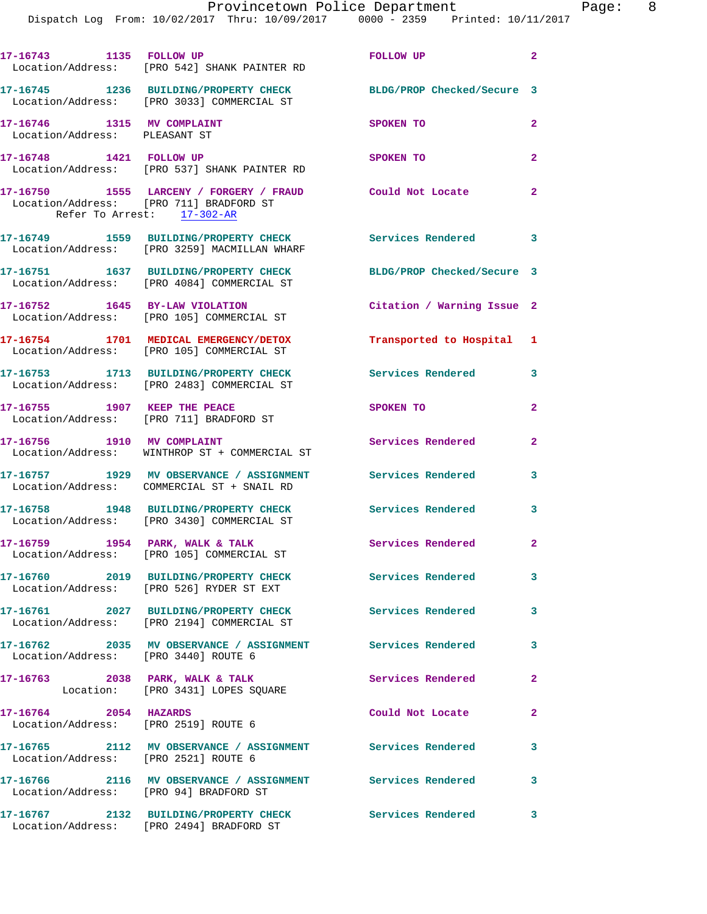17-16743 1135 FOLLOW UP FOLLOW UP 2
Location/Address: [PRO 542] SHANK PAINTER RD

17-16745 1236 BUILDING/PROPERTY CHECK BLDG/PROP Checked/Secure 3
Location/Address: [PRO 3033] COMMERCIAL ST

17-16746 1315 MV COMPLAINT SPOKEN TO 2
Location/Address: PLEASANT ST

17-16748 1421 FOLLOW UP SPOKEN TO 2
Location/Address: [PRO 537] SHANK PAINTER RD

17-16750 1555 LARCENY / FORGERY / FRAUD Could Not Locate 2
Location/Address: [PRO 711] BRADFORD ST
Refer To Arrest: 17-302-AR

17-16749 1559 BUILDING/PROPERTY CHECK Services Rendered 3
Location/Address: [PRO 3259] MACMILLAN WHARF

17-16751 1637 BUILDING/PROPERTY CHECK BLDG/PROP Checked/Secure 3
Location/Address: [PRO 4084] COMMERCIAL ST

17-16752 1645 BY-LAW VIOLATION Citation / Warning Issue 2
Location/Address: [PRO 105] COMMERCIAL ST

17-16754 1701 MEDICAL EMERGENCY/DETOX Transported to Hospital 1
Location/Address: [PRO 105] COMMERCIAL ST

17-16753 1713 BUILDING/PROPERTY CHECK Services Rendered 3
Location/Address: [PRO 2483] COMMERCIAL ST

17-16755 1907 KEEP THE PEACE SPOKEN TO 2
Location/Address: [PRO 711] BRADFORD ST

17-16756 1910 MV COMPLAINT Services Rendered 2
Location/Address: WINTHROP ST + COMMERCIAL ST

17-16757 1929 MV OBSERVANCE / ASSIGNMENT Services Rendered 3
Location/Address: COMMERCIAL ST + SNAIL RD

17-16758 1948 BUILDING/PROPERTY CHECK Services Rendered 3
Location/Address: [PRO 3430] COMMERCIAL ST

17-16759 1954 PARK, WALK & TALK Services Rendered 2
Location/Address: [PRO 105] COMMERCIAL ST

17-16760 2019 BUILDING/PROPERTY CHECK Services Rendered 3
Location/Address: [PRO 526] RYDER ST EXT

17-16761 2027 BUILDING/PROPERTY CHECK Services Rendered 3
Location/Address: [PRO 2194] COMMERCIAL ST

17-16762 2035 MV OBSERVANCE / ASSIGNMENT Services Rendered 3
Location/Address: [PRO 3440] ROUTE 6

17-16763 2038 PARK, WALK & TALK Services Rendered 2
Location: [PRO 3431] LOPES SQUARE

17-16764 2054 HAZARDS Could Not Locate 2
Location/Address: [PRO 2519] ROUTE 6

17-16765 2112 MV OBSERVANCE / ASSIGNMENT Services Rendered 3
Location/Address: [PRO 2521] ROUTE 6

17-16766 2116 MV OBSERVANCE / ASSIGNMENT Services Rendered 3
Location/Address: [PRO 94] BRADFORD ST

17-16767 2132 BUILDING/PROPERTY CHECK Services Rendered 3
Location/Address: [PRO 2494] BRADFORD ST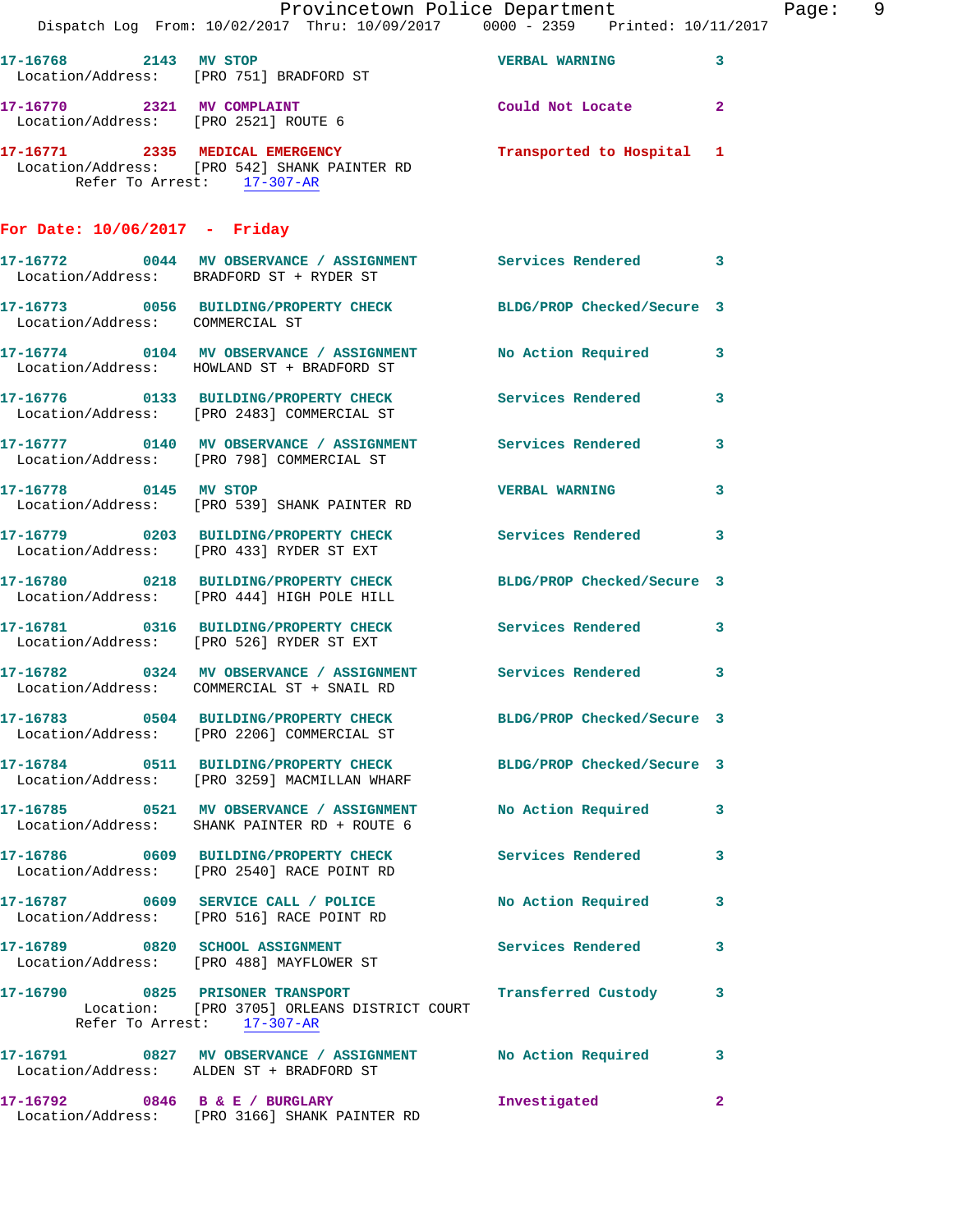17-16768 2143 MV STOP VERBAL WARNING 3
Location/Address: [PRO 751] BRADFORD ST

17-16770 2321 MV COMPLAINT Could Not Locate 2
Location/Address: [PRO 2521] ROUTE 6

17-16771 2335 MEDICAL EMERGENCY Transported to Hospital 1
Location/Address: [PRO 542] SHANK PAINTER RD
Refer To Arrest: 17-307-AR

## For Date: 10/06/2017 - Friday

17-16772 0044 MV OBSERVANCE / ASSIGNMENT Services Rendered 3
Location/Address: BRADFORD ST + RYDER ST

17-16773 0056 BUILDING/PROPERTY CHECK BLDG/PROP Checked/Secure 3
Location/Address: COMMERCIAL ST

17-16774 0104 MV OBSERVANCE / ASSIGNMENT No Action Required 3
Location/Address: HOWLAND ST + BRADFORD ST

17-16776 0133 BUILDING/PROPERTY CHECK Services Rendered 3
Location/Address: [PRO 2483] COMMERCIAL ST

17-16777 0140 MV OBSERVANCE / ASSIGNMENT Services Rendered 3
Location/Address: [PRO 798] COMMERCIAL ST

17-16778 0145 MV STOP VERBAL WARNING 3
Location/Address: [PRO 539] SHANK PAINTER RD

17-16779 0203 BUILDING/PROPERTY CHECK Services Rendered 3
Location/Address: [PRO 433] RYDER ST EXT

17-16780 0218 BUILDING/PROPERTY CHECK BLDG/PROP Checked/Secure 3
Location/Address: [PRO 444] HIGH POLE HILL

17-16781 0316 BUILDING/PROPERTY CHECK Services Rendered 3
Location/Address: [PRO 526] RYDER ST EXT

17-16782 0324 MV OBSERVANCE / ASSIGNMENT Services Rendered 3
Location/Address: COMMERCIAL ST + SNAIL RD

17-16783 0504 BUILDING/PROPERTY CHECK BLDG/PROP Checked/Secure 3
Location/Address: [PRO 2206] COMMERCIAL ST

17-16784 0511 BUILDING/PROPERTY CHECK BLDG/PROP Checked/Secure 3
Location/Address: [PRO 3259] MACMILLAN WHARF

17-16785 0521 MV OBSERVANCE / ASSIGNMENT No Action Required 3
Location/Address: SHANK PAINTER RD + ROUTE 6

17-16786 0609 BUILDING/PROPERTY CHECK Services Rendered 3
Location/Address: [PRO 2540] RACE POINT RD

17-16787 0609 SERVICE CALL / POLICE No Action Required 3
Location/Address: [PRO 516] RACE POINT RD

17-16789 0820 SCHOOL ASSIGNMENT Services Rendered 3
Location/Address: [PRO 488] MAYFLOWER ST

17-16790 0825 PRISONER TRANSPORT Transferred Custody 3
Location: [PRO 3705] ORLEANS DISTRICT COURT
Refer To Arrest: 17-307-AR

17-16791 0827 MV OBSERVANCE / ASSIGNMENT No Action Required 3
Location/Address: ALDEN ST + BRADFORD ST

17-16792 0846 B & E / BURGLARY Investigated 2
Location/Address: [PRO 3166] SHANK PAINTER RD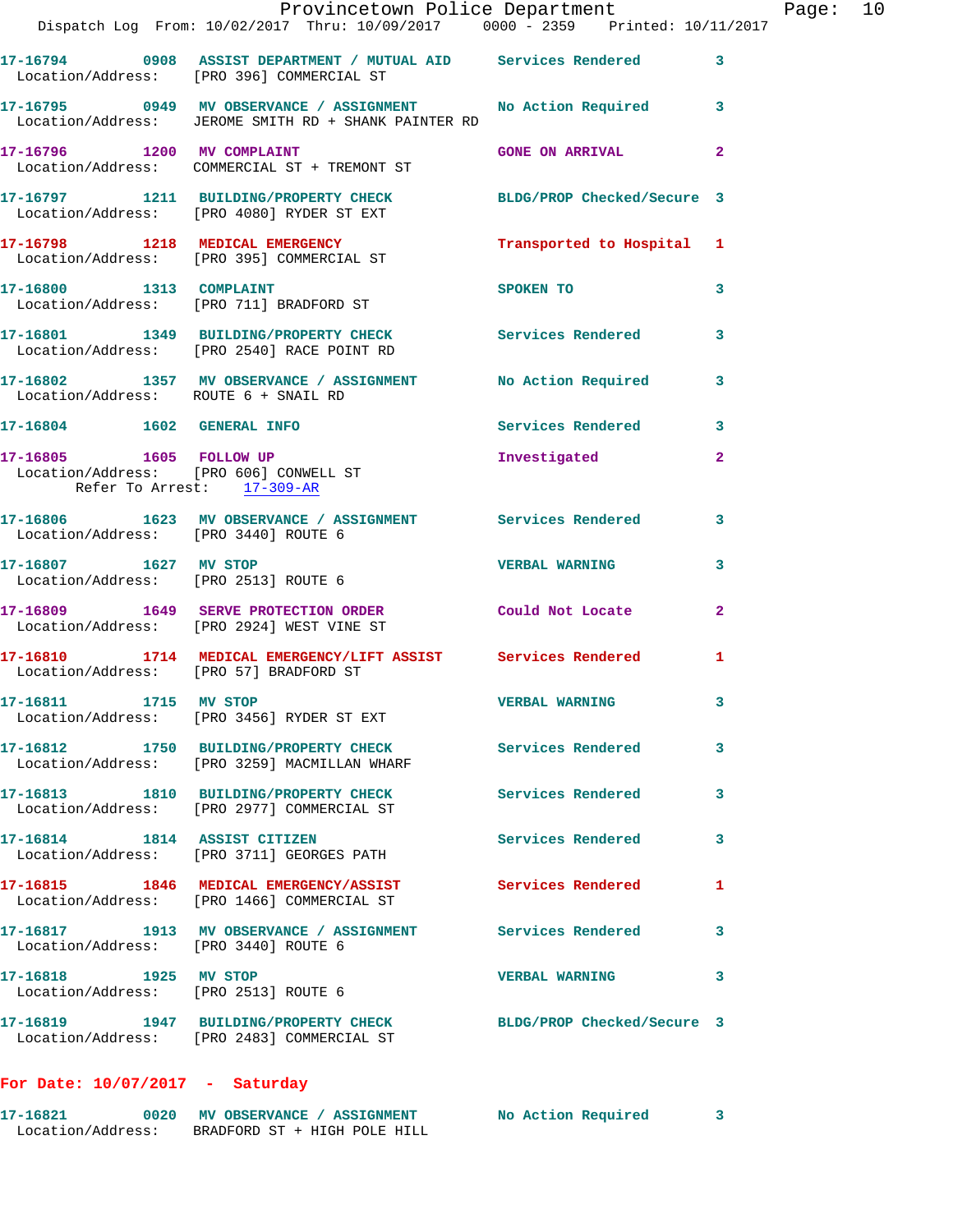17-16794 0908 ASSIST DEPARTMENT / MUTUAL AID Services Rendered 3
Location/Address: [PRO 396] COMMERCIAL ST

17-16795 0949 MV OBSERVANCE / ASSIGNMENT No Action Required 3
Location/Address: JEROME SMITH RD + SHANK PAINTER RD

17-16796 1200 MV COMPLAINT GONE ON ARRIVAL 2
Location/Address: COMMERCIAL ST + TREMONT ST

17-16797 1211 BUILDING/PROPERTY CHECK BLDG/PROP Checked/Secure 3
Location/Address: [PRO 4080] RYDER ST EXT

17-16798 1218 MEDICAL EMERGENCY Transported to Hospital 1
Location/Address: [PRO 395] COMMERCIAL ST

17-16800 1313 COMPLAINT SPOKEN TO 3
Location/Address: [PRO 711] BRADFORD ST

17-16801 1349 BUILDING/PROPERTY CHECK Services Rendered 3
Location/Address: [PRO 2540] RACE POINT RD

17-16802 1357 MV OBSERVANCE / ASSIGNMENT No Action Required 3
Location/Address: ROUTE 6 + SNAIL RD

17-16804 1602 GENERAL INFO Services Rendered 3

17-16805 1605 FOLLOW UP Investigated 2
Location/Address: [PRO 606] CONWELL ST
Refer To Arrest: 17-309-AR

17-16806 1623 MV OBSERVANCE / ASSIGNMENT Services Rendered 3
Location/Address: [PRO 3440] ROUTE 6

17-16807 1627 MV STOP VERBAL WARNING 3
Location/Address: [PRO 2513] ROUTE 6

17-16809 1649 SERVE PROTECTION ORDER Could Not Locate 2
Location/Address: [PRO 2924] WEST VINE ST

17-16810 1714 MEDICAL EMERGENCY/LIFT ASSIST Services Rendered 1
Location/Address: [PRO 57] BRADFORD ST

17-16811 1715 MV STOP VERBAL WARNING 3
Location/Address: [PRO 3456] RYDER ST EXT

17-16812 1750 BUILDING/PROPERTY CHECK Services Rendered 3
Location/Address: [PRO 3259] MACMILLAN WHARF

17-16813 1810 BUILDING/PROPERTY CHECK Services Rendered 3
Location/Address: [PRO 2977] COMMERCIAL ST

17-16814 1814 ASSIST CITIZEN Services Rendered 3
Location/Address: [PRO 3711] GEORGES PATH

17-16815 1846 MEDICAL EMERGENCY/ASSIST Services Rendered 1
Location/Address: [PRO 1466] COMMERCIAL ST

17-16817 1913 MV OBSERVANCE / ASSIGNMENT Services Rendered 3
Location/Address: [PRO 3440] ROUTE 6

17-16818 1925 MV STOP VERBAL WARNING 3
Location/Address: [PRO 2513] ROUTE 6

17-16819 1947 BUILDING/PROPERTY CHECK BLDG/PROP Checked/Secure 3
Location/Address: [PRO 2483] COMMERCIAL ST

**For Date: 10/07/2017 - Saturday**

17-16821 0020 MV OBSERVANCE / ASSIGNMENT No Action Required 3
Location/Address: BRADFORD ST + HIGH POLE HILL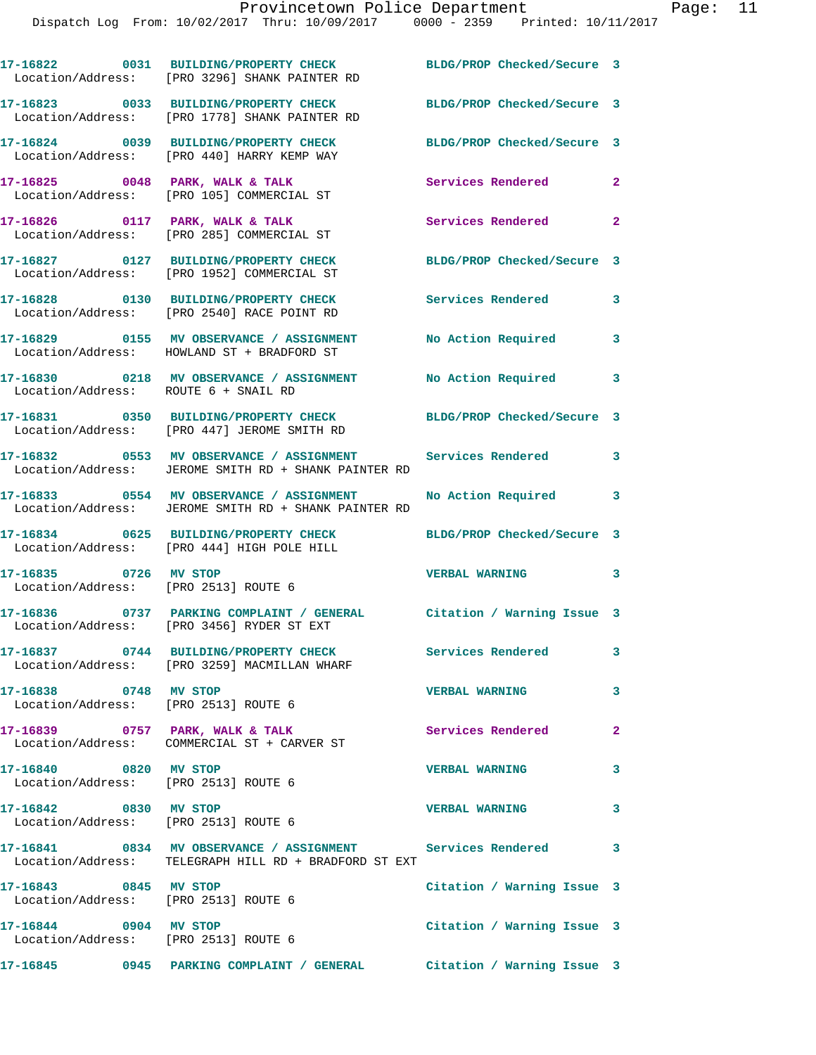17-16822 0031 BUILDING/PROPERTY CHECK BLDG/PROP Checked/Secure 3
Location/Address: [PRO 3296] SHANK PAINTER RD

17-16823 0033 BUILDING/PROPERTY CHECK BLDG/PROP Checked/Secure 3
Location/Address: [PRO 1778] SHANK PAINTER RD

17-16824 0039 BUILDING/PROPERTY CHECK BLDG/PROP Checked/Secure 3
Location/Address: [PRO 440] HARRY KEMP WAY

17-16825 0048 PARK, WALK & TALK Services Rendered 2
Location/Address: [PRO 105] COMMERCIAL ST

17-16826 0117 PARK, WALK & TALK Services Rendered 2
Location/Address: [PRO 285] COMMERCIAL ST

17-16827 0127 BUILDING/PROPERTY CHECK BLDG/PROP Checked/Secure 3
Location/Address: [PRO 1952] COMMERCIAL ST

17-16828 0130 BUILDING/PROPERTY CHECK Services Rendered 3
Location/Address: [PRO 2540] RACE POINT RD

17-16829 0155 MV OBSERVANCE / ASSIGNMENT No Action Required 3
Location/Address: HOWLAND ST + BRADFORD ST

17-16830 0218 MV OBSERVANCE / ASSIGNMENT No Action Required 3
Location/Address: ROUTE 6 + SNAIL RD

17-16831 0350 BUILDING/PROPERTY CHECK BLDG/PROP Checked/Secure 3
Location/Address: [PRO 447] JEROME SMITH RD

17-16832 0553 MV OBSERVANCE / ASSIGNMENT Services Rendered 3
Location/Address: JEROME SMITH RD + SHANK PAINTER RD

17-16833 0554 MV OBSERVANCE / ASSIGNMENT No Action Required 3
Location/Address: JEROME SMITH RD + SHANK PAINTER RD

17-16834 0625 BUILDING/PROPERTY CHECK BLDG/PROP Checked/Secure 3
Location/Address: [PRO 444] HIGH POLE HILL

17-16835 0726 MV STOP VERBAL WARNING 3
Location/Address: [PRO 2513] ROUTE 6

17-16836 0737 PARKING COMPLAINT / GENERAL Citation / Warning Issue 3
Location/Address: [PRO 3456] RYDER ST EXT

17-16837 0744 BUILDING/PROPERTY CHECK Services Rendered 3
Location/Address: [PRO 3259] MACMILLAN WHARF

17-16838 0748 MV STOP VERBAL WARNING 3
Location/Address: [PRO 2513] ROUTE 6

17-16839 0757 PARK, WALK & TALK Services Rendered 2
Location/Address: COMMERCIAL ST + CARVER ST

17-16840 0820 MV STOP VERBAL WARNING 3
Location/Address: [PRO 2513] ROUTE 6

17-16842 0830 MV STOP VERBAL WARNING 3
Location/Address: [PRO 2513] ROUTE 6

17-16841 0834 MV OBSERVANCE / ASSIGNMENT Services Rendered 3
Location/Address: TELEGRAPH HILL RD + BRADFORD ST EXT

17-16843 0845 MV STOP Citation / Warning Issue 3
Location/Address: [PRO 2513] ROUTE 6

17-16844 0904 MV STOP Citation / Warning Issue 3
Location/Address: [PRO 2513] ROUTE 6

17-16845 0945 PARKING COMPLAINT / GENERAL Citation / Warning Issue 3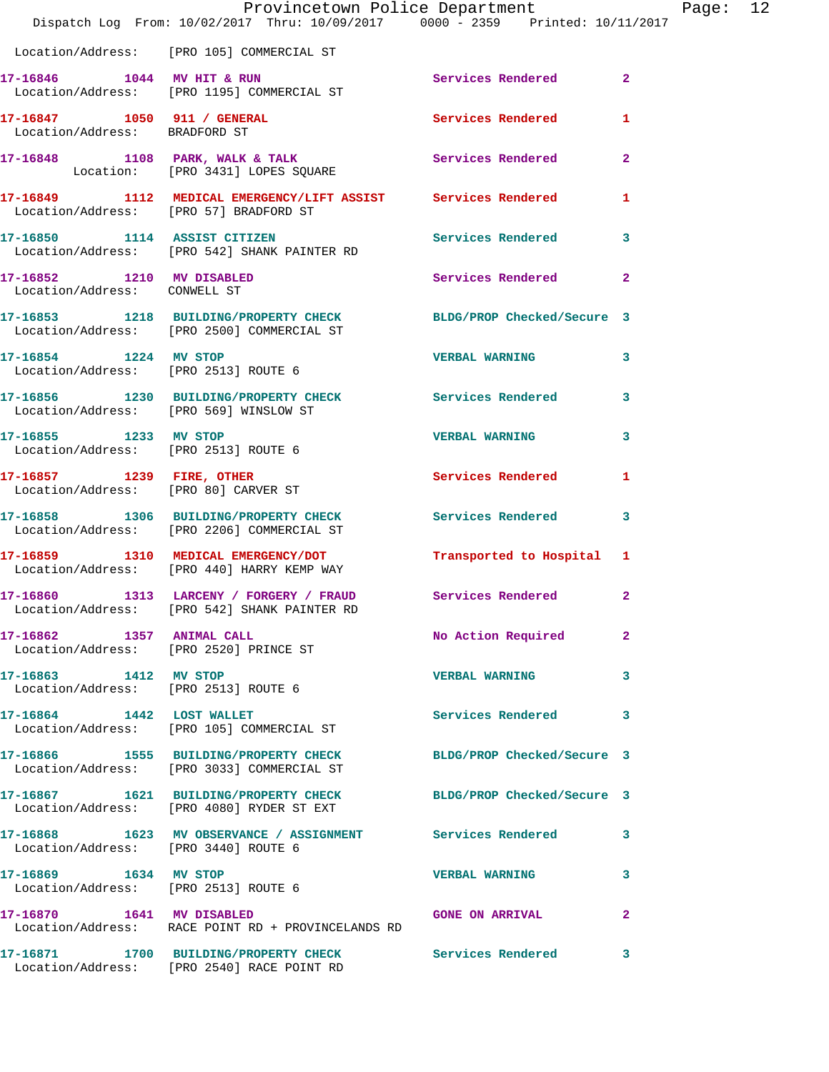Location/Address: [PRO 105] COMMERCIAL ST

| Call # | Time | Call Reason | Action | Priority |
|---|---|---|---|---|
| 17-16846 | 1044 | MV HIT & RUN | Services Rendered | 2 |
| Location/Address: [PRO 1195] COMMERCIAL ST | | | | |
| 17-16847 | 1050 | 911 / GENERAL | Services Rendered | 1 |
| Location/Address: BRADFORD ST | | | | |
| 17-16848 | 1108 | PARK, WALK & TALK | Services Rendered | 2 |
| Location: [PRO 3431] LOPES SQUARE | | | | |
| 17-16849 | 1112 | MEDICAL EMERGENCY/LIFT ASSIST | Services Rendered | 1 |
| Location/Address: [PRO 57] BRADFORD ST | | | | |
| 17-16850 | 1114 | ASSIST CITIZEN | Services Rendered | 3 |
| Location/Address: [PRO 542] SHANK PAINTER RD | | | | |
| 17-16852 | 1210 | MV DISABLED | Services Rendered | 2 |
| Location/Address: CONWELL ST | | | | |
| 17-16853 | 1218 | BUILDING/PROPERTY CHECK | BLDG/PROP Checked/Secure | 3 |
| Location/Address: [PRO 2500] COMMERCIAL ST | | | | |
| 17-16854 | 1224 | MV STOP | VERBAL WARNING | 3 |
| Location/Address: [PRO 2513] ROUTE 6 | | | | |
| 17-16856 | 1230 | BUILDING/PROPERTY CHECK | Services Rendered | 3 |
| Location/Address: [PRO 569] WINSLOW ST | | | | |
| 17-16855 | 1233 | MV STOP | VERBAL WARNING | 3 |
| Location/Address: [PRO 2513] ROUTE 6 | | | | |
| 17-16857 | 1239 | FIRE, OTHER | Services Rendered | 1 |
| Location/Address: [PRO 80] CARVER ST | | | | |
| 17-16858 | 1306 | BUILDING/PROPERTY CHECK | Services Rendered | 3 |
| Location/Address: [PRO 2206] COMMERCIAL ST | | | | |
| 17-16859 | 1310 | MEDICAL EMERGENCY/DOT | Transported to Hospital | 1 |
| Location/Address: [PRO 440] HARRY KEMP WAY | | | | |
| 17-16860 | 1313 | LARCENY / FORGERY / FRAUD | Services Rendered | 2 |
| Location/Address: [PRO 542] SHANK PAINTER RD | | | | |
| 17-16862 | 1357 | ANIMAL CALL | No Action Required | 2 |
| Location/Address: [PRO 2520] PRINCE ST | | | | |
| 17-16863 | 1412 | MV STOP | VERBAL WARNING | 3 |
| Location/Address: [PRO 2513] ROUTE 6 | | | | |
| 17-16864 | 1442 | LOST WALLET | Services Rendered | 3 |
| Location/Address: [PRO 105] COMMERCIAL ST | | | | |
| 17-16866 | 1555 | BUILDING/PROPERTY CHECK | BLDG/PROP Checked/Secure | 3 |
| Location/Address: [PRO 3033] COMMERCIAL ST | | | | |
| 17-16867 | 1621 | BUILDING/PROPERTY CHECK | BLDG/PROP Checked/Secure | 3 |
| Location/Address: [PRO 4080] RYDER ST EXT | | | | |
| 17-16868 | 1623 | MV OBSERVANCE / ASSIGNMENT | Services Rendered | 3 |
| Location/Address: [PRO 3440] ROUTE 6 | | | | |
| 17-16869 | 1634 | MV STOP | VERBAL WARNING | 3 |
| Location/Address: [PRO 2513] ROUTE 6 | | | | |
| 17-16870 | 1641 | MV DISABLED | GONE ON ARRIVAL | 2 |
| Location/Address: RACE POINT RD + PROVINCELANDS RD | | | | |
| 17-16871 | 1700 | BUILDING/PROPERTY CHECK | Services Rendered | 3 |
| Location/Address: [PRO 2540] RACE POINT RD | | | | |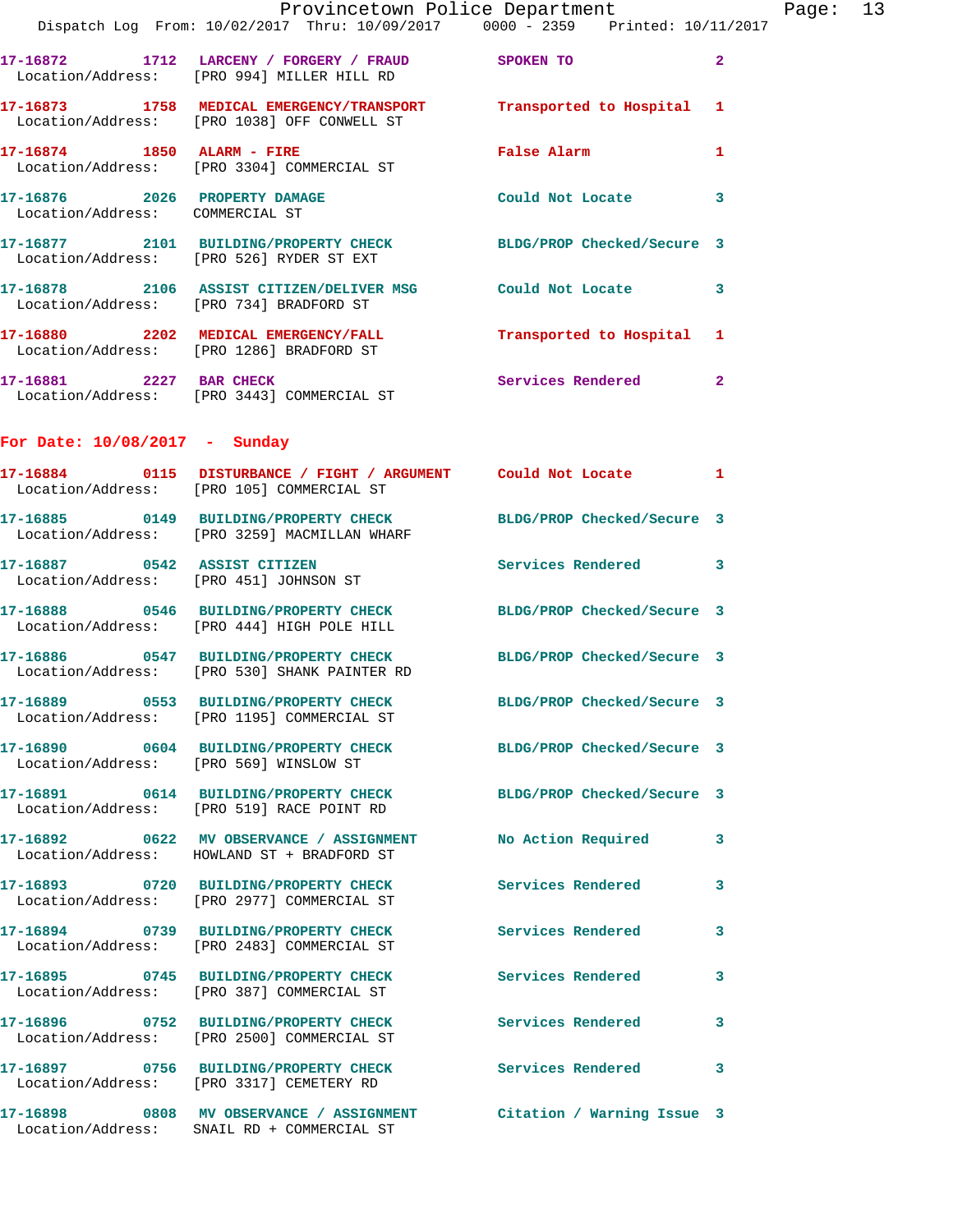17-16872 1712 LARCENY / FORGERY / FRAUD SPOKEN TO 2
Location/Address: [PRO 994] MILLER HILL RD

17-16873 1758 MEDICAL EMERGENCY/TRANSPORT Transported to Hospital 1
Location/Address: [PRO 1038] OFF CONWELL ST

17-16874 1850 ALARM - FIRE False Alarm 1
Location/Address: [PRO 3304] COMMERCIAL ST

17-16876 2026 PROPERTY DAMAGE Could Not Locate 3
Location/Address: COMMERCIAL ST

17-16877 2101 BUILDING/PROPERTY CHECK BLDG/PROP Checked/Secure 3
Location/Address: [PRO 526] RYDER ST EXT

17-16878 2106 ASSIST CITIZEN/DELIVER MSG Could Not Locate 3
Location/Address: [PRO 734] BRADFORD ST

17-16880 2202 MEDICAL EMERGENCY/FALL Transported to Hospital 1
Location/Address: [PRO 1286] BRADFORD ST

17-16881 2227 BAR CHECK Services Rendered 2
Location/Address: [PRO 3443] COMMERCIAL ST

## For Date: 10/08/2017 - Sunday

17-16884 0115 DISTURBANCE / FIGHT / ARGUMENT Could Not Locate 1
Location/Address: [PRO 105] COMMERCIAL ST

17-16885 0149 BUILDING/PROPERTY CHECK BLDG/PROP Checked/Secure 3
Location/Address: [PRO 3259] MACMILLAN WHARF

17-16887 0542 ASSIST CITIZEN Services Rendered 3
Location/Address: [PRO 451] JOHNSON ST

17-16888 0546 BUILDING/PROPERTY CHECK BLDG/PROP Checked/Secure 3
Location/Address: [PRO 444] HIGH POLE HILL

17-16886 0547 BUILDING/PROPERTY CHECK BLDG/PROP Checked/Secure 3
Location/Address: [PRO 530] SHANK PAINTER RD

17-16889 0553 BUILDING/PROPERTY CHECK BLDG/PROP Checked/Secure 3
Location/Address: [PRO 1195] COMMERCIAL ST

17-16890 0604 BUILDING/PROPERTY CHECK BLDG/PROP Checked/Secure 3
Location/Address: [PRO 569] WINSLOW ST

17-16891 0614 BUILDING/PROPERTY CHECK BLDG/PROP Checked/Secure 3
Location/Address: [PRO 519] RACE POINT RD

17-16892 0622 MV OBSERVANCE / ASSIGNMENT No Action Required 3
Location/Address: HOWLAND ST + BRADFORD ST

17-16893 0720 BUILDING/PROPERTY CHECK Services Rendered 3
Location/Address: [PRO 2977] COMMERCIAL ST

17-16894 0739 BUILDING/PROPERTY CHECK Services Rendered 3
Location/Address: [PRO 2483] COMMERCIAL ST

17-16895 0745 BUILDING/PROPERTY CHECK Services Rendered 3
Location/Address: [PRO 387] COMMERCIAL ST

17-16896 0752 BUILDING/PROPERTY CHECK Services Rendered 3
Location/Address: [PRO 2500] COMMERCIAL ST

17-16897 0756 BUILDING/PROPERTY CHECK Services Rendered 3
Location/Address: [PRO 3317] CEMETERY RD

17-16898 0808 MV OBSERVANCE / ASSIGNMENT Citation / Warning Issue 3
Location/Address: SNAIL RD + COMMERCIAL ST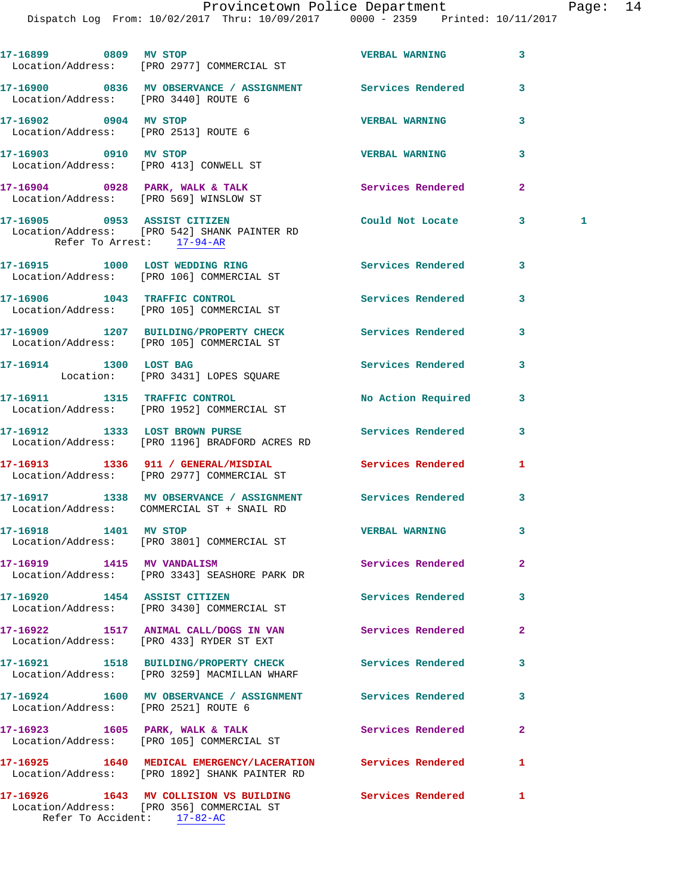17-16899 0809 MV STOP VERBAL WARNING 3
Location/Address: [PRO 2977] COMMERCIAL ST

17-16900 0836 MV OBSERVANCE / ASSIGNMENT Services Rendered 3
Location/Address: [PRO 3440] ROUTE 6

17-16902 0904 MV STOP VERBAL WARNING 3
Location/Address: [PRO 2513] ROUTE 6

17-16903 0910 MV STOP VERBAL WARNING 3
Location/Address: [PRO 413] CONWELL ST

17-16904 0928 PARK, WALK & TALK Services Rendered 2
Location/Address: [PRO 569] WINSLOW ST

17-16905 0953 ASSIST CITIZEN Could Not Locate 3 1
Location/Address: [PRO 542] SHANK PAINTER RD
Refer To Arrest: 17-94-AR

17-16915 1000 LOST WEDDING RING Services Rendered 3
Location/Address: [PRO 106] COMMERCIAL ST

17-16906 1043 TRAFFIC CONTROL Services Rendered 3
Location/Address: [PRO 105] COMMERCIAL ST

17-16909 1207 BUILDING/PROPERTY CHECK Services Rendered 3
Location/Address: [PRO 105] COMMERCIAL ST

17-16914 1300 LOST BAG Services Rendered 3
Location: [PRO 3431] LOPES SQUARE

17-16911 1315 TRAFFIC CONTROL No Action Required 3
Location/Address: [PRO 1952] COMMERCIAL ST

17-16912 1333 LOST BROWN PURSE Services Rendered 3
Location/Address: [PRO 1196] BRADFORD ACRES RD

17-16913 1336 911 / GENERAL/MISDIAL Services Rendered 1
Location/Address: [PRO 2977] COMMERCIAL ST

17-16917 1338 MV OBSERVANCE / ASSIGNMENT Services Rendered 3
Location/Address: COMMERCIAL ST + SNAIL RD

17-16918 1401 MV STOP VERBAL WARNING 3
Location/Address: [PRO 3801] COMMERCIAL ST

17-16919 1415 MV VANDALISM Services Rendered 2
Location/Address: [PRO 3343] SEASHORE PARK DR

17-16920 1454 ASSIST CITIZEN Services Rendered 3
Location/Address: [PRO 3430] COMMERCIAL ST

17-16922 1517 ANIMAL CALL/DOGS IN VAN Services Rendered 2
Location/Address: [PRO 433] RYDER ST EXT

17-16921 1518 BUILDING/PROPERTY CHECK Services Rendered 3
Location/Address: [PRO 3259] MACMILLAN WHARF

17-16924 1600 MV OBSERVANCE / ASSIGNMENT Services Rendered 3
Location/Address: [PRO 2521] ROUTE 6

17-16923 1605 PARK, WALK & TALK Services Rendered 2
Location/Address: [PRO 105] COMMERCIAL ST

17-16925 1640 MEDICAL EMERGENCY/LACERATION Services Rendered 1
Location/Address: [PRO 1892] SHANK PAINTER RD

17-16926 1643 MV COLLISION VS BUILDING Services Rendered 1
Location/Address: [PRO 356] COMMERCIAL ST
Refer To Accident: 17-82-AC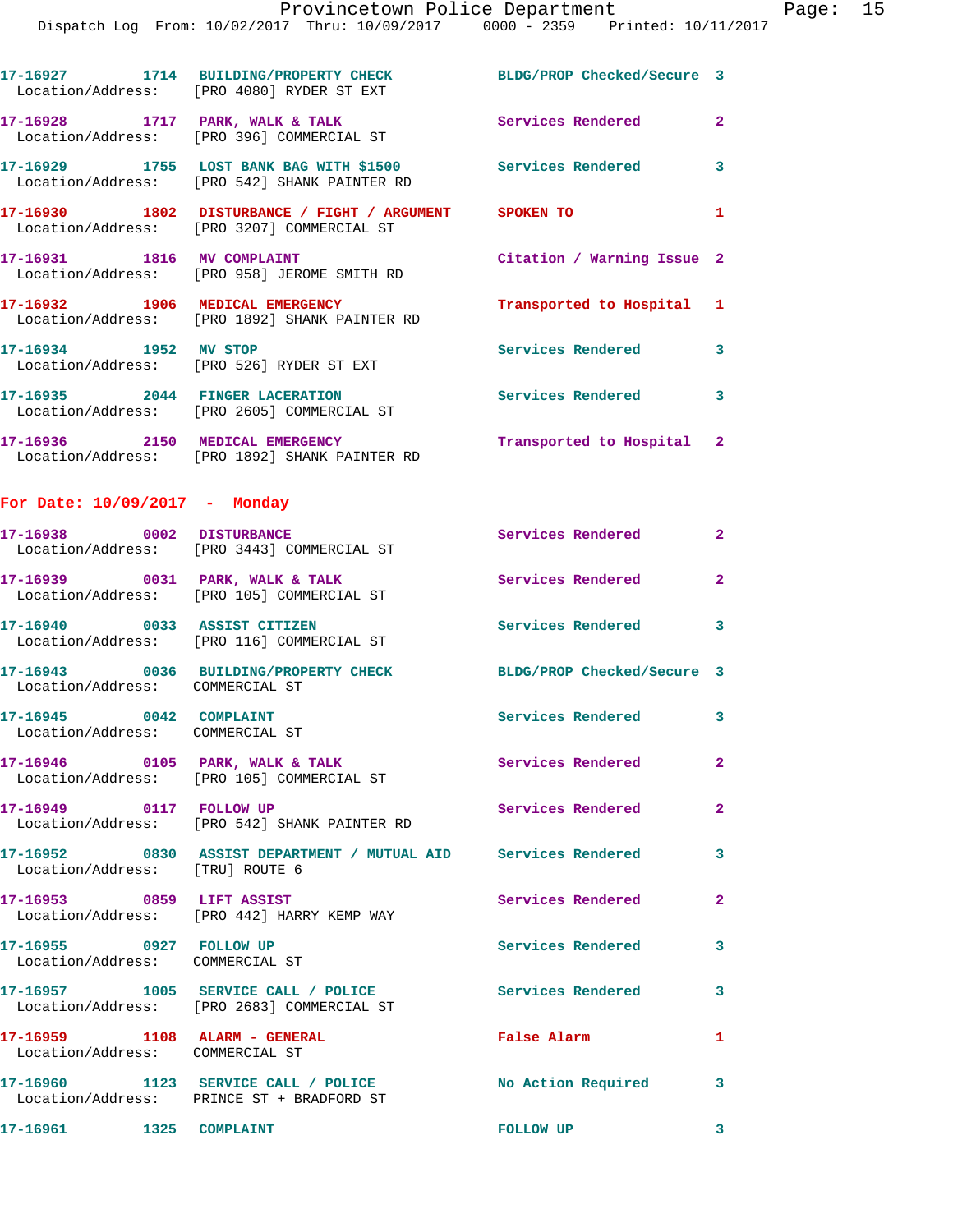17-16927 1714 BUILDING/PROPERTY CHECK BLDG/PROP Checked/Secure 3
Location/Address: [PRO 4080] RYDER ST EXT

17-16928 1717 PARK, WALK & TALK Services Rendered 2
Location/Address: [PRO 396] COMMERCIAL ST

17-16929 1755 LOST BANK BAG WITH $1500 Services Rendered 3
Location/Address: [PRO 542] SHANK PAINTER RD

17-16930 1802 DISTURBANCE / FIGHT / ARGUMENT SPOKEN TO 1
Location/Address: [PRO 3207] COMMERCIAL ST

17-16931 1816 MV COMPLAINT Citation / Warning Issue 2
Location/Address: [PRO 958] JEROME SMITH RD

17-16932 1906 MEDICAL EMERGENCY Transported to Hospital 1
Location/Address: [PRO 1892] SHANK PAINTER RD

17-16934 1952 MV STOP Services Rendered 3
Location/Address: [PRO 526] RYDER ST EXT

17-16935 2044 FINGER LACERATION Services Rendered 3
Location/Address: [PRO 2605] COMMERCIAL ST

17-16936 2150 MEDICAL EMERGENCY Transported to Hospital 2
Location/Address: [PRO 1892] SHANK PAINTER RD

## For Date: 10/09/2017 - Monday

17-16938 0002 DISTURBANCE Services Rendered 2
Location/Address: [PRO 3443] COMMERCIAL ST

17-16939 0031 PARK, WALK & TALK Services Rendered 2
Location/Address: [PRO 105] COMMERCIAL ST

17-16940 0033 ASSIST CITIZEN Services Rendered 3
Location/Address: [PRO 116] COMMERCIAL ST

17-16943 0036 BUILDING/PROPERTY CHECK BLDG/PROP Checked/Secure 3
Location/Address: COMMERCIAL ST

17-16945 0042 COMPLAINT Services Rendered 3
Location/Address: COMMERCIAL ST

17-16946 0105 PARK, WALK & TALK Services Rendered 2
Location/Address: [PRO 105] COMMERCIAL ST

17-16949 0117 FOLLOW UP Services Rendered 2
Location/Address: [PRO 542] SHANK PAINTER RD

17-16952 0830 ASSIST DEPARTMENT / MUTUAL AID Services Rendered 3
Location/Address: [TRU] ROUTE 6

17-16953 0859 LIFT ASSIST Services Rendered 2
Location/Address: [PRO 442] HARRY KEMP WAY

17-16955 0927 FOLLOW UP Services Rendered 3
Location/Address: COMMERCIAL ST

17-16957 1005 SERVICE CALL / POLICE Services Rendered 3
Location/Address: [PRO 2683] COMMERCIAL ST

17-16959 1108 ALARM - GENERAL False Alarm 1
Location/Address: COMMERCIAL ST

17-16960 1123 SERVICE CALL / POLICE No Action Required 3
Location/Address: PRINCE ST + BRADFORD ST

17-16961 1325 COMPLAINT FOLLOW UP 3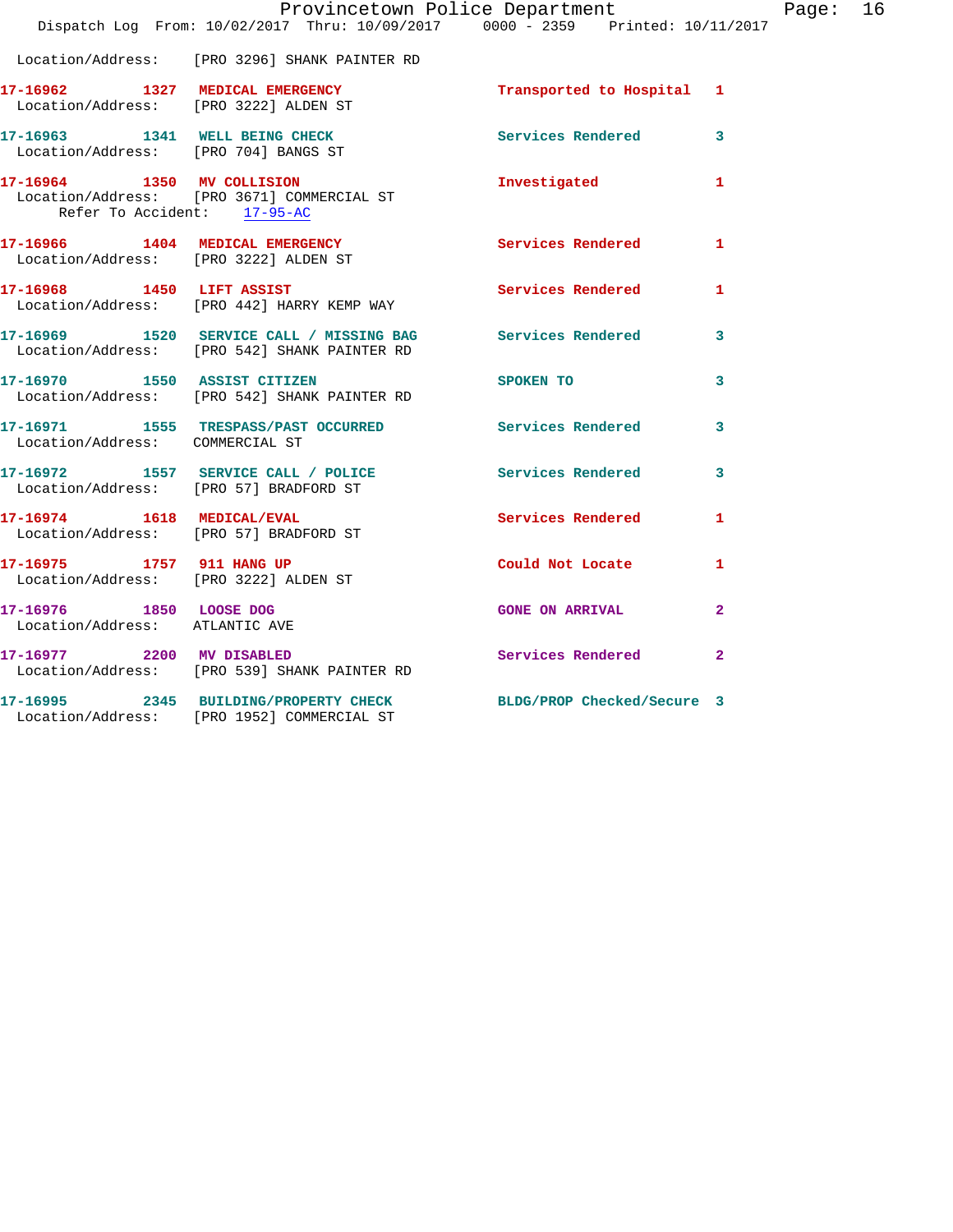Location/Address: [PRO 3296] SHANK PAINTER RD

**17-16962 1327 MEDICAL EMERGENCY** Transported to Hospital 1
Location/Address: [PRO 3222] ALDEN ST

**17-16963 1341 WELL BEING CHECK** Services Rendered 3
Location/Address: [PRO 704] BANGS ST

**17-16964 1350 MV COLLISION** Investigated 1
Location/Address: [PRO 3671] COMMERCIAL ST
Refer To Accident: 17-95-AC

**17-16966 1404 MEDICAL EMERGENCY** Services Rendered 1
Location/Address: [PRO 3222] ALDEN ST

**17-16968 1450 LIFT ASSIST** Services Rendered 1
Location/Address: [PRO 442] HARRY KEMP WAY

**17-16969 1520 SERVICE CALL / MISSING BAG** Services Rendered 3
Location/Address: [PRO 542] SHANK PAINTER RD

**17-16970 1550 ASSIST CITIZEN** SPOKEN TO 3
Location/Address: [PRO 542] SHANK PAINTER RD

**17-16971 1555 TRESPASS/PAST OCCURRED** Services Rendered 3
Location/Address: COMMERCIAL ST

**17-16972 1557 SERVICE CALL / POLICE** Services Rendered 3
Location/Address: [PRO 57] BRADFORD ST

**17-16974 1618 MEDICAL/EVAL** Services Rendered 1
Location/Address: [PRO 57] BRADFORD ST

**17-16975 1757 911 HANG UP** Could Not Locate 1
Location/Address: [PRO 3222] ALDEN ST

**17-16976 1850 LOOSE DOG** GONE ON ARRIVAL 2
Location/Address: ATLANTIC AVE

**17-16977 2200 MV DISABLED** Services Rendered 2
Location/Address: [PRO 539] SHANK PAINTER RD

**17-16995 2345 BUILDING/PROPERTY CHECK** BLDG/PROP Checked/Secure 3
Location/Address: [PRO 1952] COMMERCIAL ST